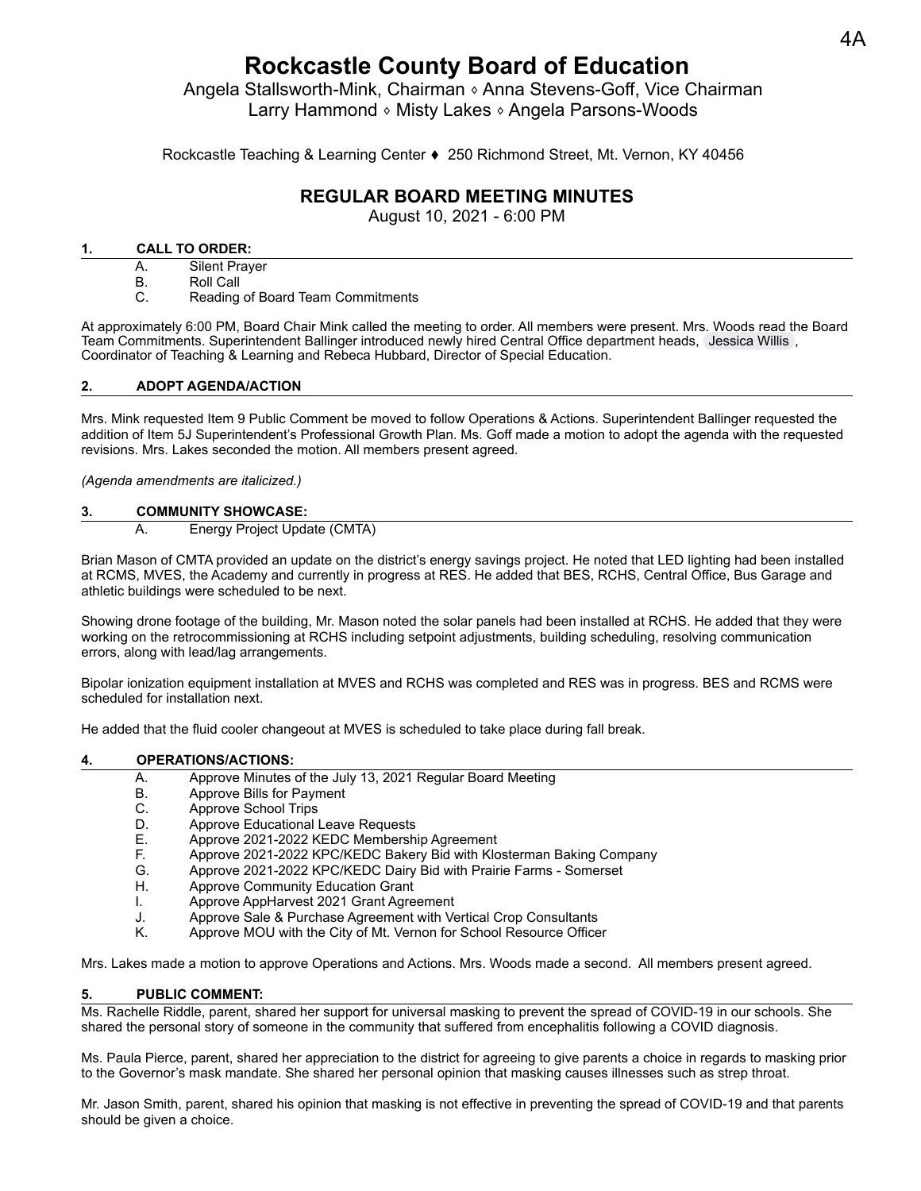# Rockcastle County Board of Education

Angela Stallsworth-Mink, Chairman ◊ Anna Stevens-Goff, Vice Chairman
Larry Hammond ◊ Misty Lakes ◊ Angela Parsons-Woods

Rockcastle Teaching & Learning Center ♦ 250 Richmond Street, Mt. Vernon, KY 40456

## REGULAR BOARD MEETING MINUTES

August 10, 2021 - 6:00 PM

### 1. CALL TO ORDER:

A. Silent Prayer
B. Roll Call
C. Reading of Board Team Commitments

At approximately 6:00 PM, Board Chair Mink called the meeting to order. All members were present. Mrs. Woods read the Board Team Commitments. Superintendent Ballinger introduced newly hired Central Office department heads, Jessica Willis, Coordinator of Teaching & Learning and Rebeca Hubbard, Director of Special Education.

### 2. ADOPT AGENDA/ACTION

Mrs. Mink requested Item 9 Public Comment be moved to follow Operations & Actions. Superintendent Ballinger requested the addition of Item 5J Superintendent's Professional Growth Plan. Ms. Goff made a motion to adopt the agenda with the requested revisions. Mrs. Lakes seconded the motion. All members present agreed.

*(Agenda amendments are italicized.)*

### 3. COMMUNITY SHOWCASE:

A. Energy Project Update (CMTA)

Brian Mason of CMTA provided an update on the district's energy savings project. He noted that LED lighting had been installed at RCMS, MVES, the Academy and currently in progress at RES. He added that BES, RCHS, Central Office, Bus Garage and athletic buildings were scheduled to be next.

Showing drone footage of the building, Mr. Mason noted the solar panels had been installed at RCHS. He added that they were working on the retrocommissioning at RCHS including setpoint adjustments, building scheduling, resolving communication errors, along with lead/lag arrangements.

Bipolar ionization equipment installation at MVES and RCHS was completed and RES was in progress. BES and RCMS were scheduled for installation next.

He added that the fluid cooler changeout at MVES is scheduled to take place during fall break.

### 4. OPERATIONS/ACTIONS:

A. Approve Minutes of the July 13, 2021 Regular Board Meeting
B. Approve Bills for Payment
C. Approve School Trips
D. Approve Educational Leave Requests
E. Approve 2021-2022 KEDC Membership Agreement
F. Approve 2021-2022 KPC/KEDC Bakery Bid with Klosterman Baking Company
G. Approve 2021-2022 KPC/KEDC Dairy Bid with Prairie Farms - Somerset
H. Approve Community Education Grant
I. Approve AppHarvest 2021 Grant Agreement
J. Approve Sale & Purchase Agreement with Vertical Crop Consultants
K. Approve MOU with the City of Mt. Vernon for School Resource Officer

Mrs. Lakes made a motion to approve Operations and Actions. Mrs. Woods made a second. All members present agreed.

### 5. PUBLIC COMMENT:

Ms. Rachelle Riddle, parent, shared her support for universal masking to prevent the spread of COVID-19 in our schools. She shared the personal story of someone in the community that suffered from encephalitis following a COVID diagnosis.

Ms. Paula Pierce, parent, shared her appreciation to the district for agreeing to give parents a choice in regards to masking prior to the Governor's mask mandate. She shared her personal opinion that masking causes illnesses such as strep throat.

Mr. Jason Smith, parent, shared his opinion that masking is not effective in preventing the spread of COVID-19 and that parents should be given a choice.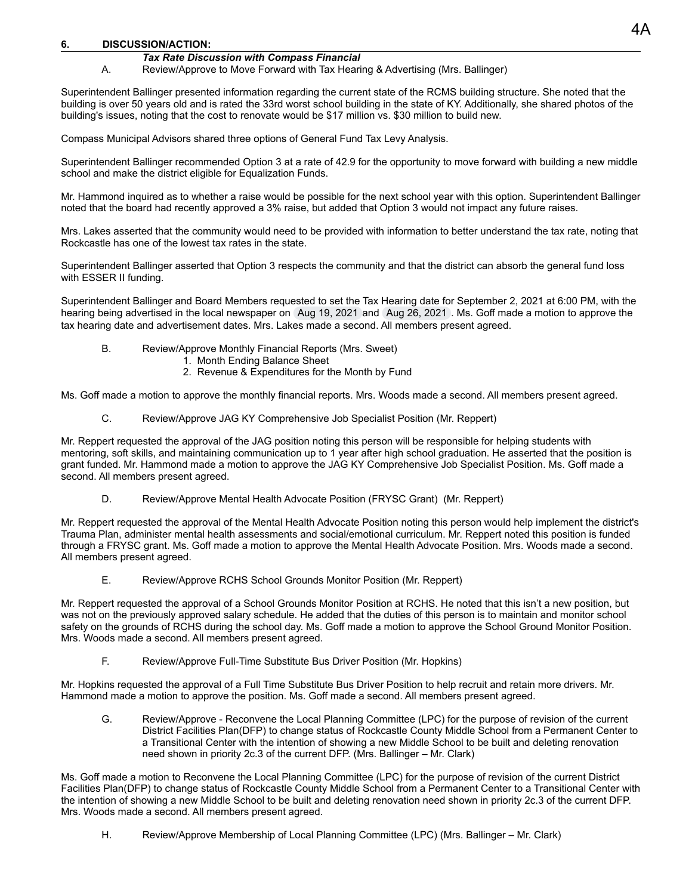## 6. DISCUSSION/ACTION:

***Tax Rate Discussion with Compass Financial***

A. Review/Approve to Move Forward with Tax Hearing & Advertising (Mrs. Ballinger)

Superintendent Ballinger presented information regarding the current state of the RCMS building structure. She noted that the building is over 50 years old and is rated the 33rd worst school building in the state of KY. Additionally, she shared photos of the building's issues, noting that the cost to renovate would be $17 million vs. $30 million to build new.

Compass Municipal Advisors shared three options of General Fund Tax Levy Analysis.

Superintendent Ballinger recommended Option 3 at a rate of 42.9 for the opportunity to move forward with building a new middle school and make the district eligible for Equalization Funds.

Mr. Hammond inquired as to whether a raise would be possible for the next school year with this option. Superintendent Ballinger noted that the board had recently approved a 3% raise, but added that Option 3 would not impact any future raises.

Mrs. Lakes asserted that the community would need to be provided with information to better understand the tax rate, noting that Rockcastle has one of the lowest tax rates in the state.

Superintendent Ballinger asserted that Option 3 respects the community and that the district can absorb the general fund loss with ESSER II funding.

Superintendent Ballinger and Board Members requested to set the Tax Hearing date for September 2, 2021 at 6:00 PM, with the hearing being advertised in the local newspaper on Aug 19, 2021 and Aug 26, 2021 . Ms. Goff made a motion to approve the tax hearing date and advertisement dates. Mrs. Lakes made a second. All members present agreed.

B. Review/Approve Monthly Financial Reports (Mrs. Sweet)
   1. Month Ending Balance Sheet
   2. Revenue & Expenditures for the Month by Fund

Ms. Goff made a motion to approve the monthly financial reports. Mrs. Woods made a second. All members present agreed.

C. Review/Approve JAG KY Comprehensive Job Specialist Position (Mr. Reppert)

Mr. Reppert requested the approval of the JAG position noting this person will be responsible for helping students with mentoring, soft skills, and maintaining communication up to 1 year after high school graduation. He asserted that the position is grant funded. Mr. Hammond made a motion to approve the JAG KY Comprehensive Job Specialist Position. Ms. Goff made a second. All members present agreed.

D. Review/Approve Mental Health Advocate Position (FRYSC Grant) (Mr. Reppert)

Mr. Reppert requested the approval of the Mental Health Advocate Position noting this person would help implement the district's Trauma Plan, administer mental health assessments and social/emotional curriculum. Mr. Reppert noted this position is funded through a FRYSC grant. Ms. Goff made a motion to approve the Mental Health Advocate Position. Mrs. Woods made a second. All members present agreed.

E. Review/Approve RCHS School Grounds Monitor Position (Mr. Reppert)

Mr. Reppert requested the approval of a School Grounds Monitor Position at RCHS. He noted that this isn't a new position, but was not on the previously approved salary schedule. He added that the duties of this person is to maintain and monitor school safety on the grounds of RCHS during the school day. Ms. Goff made a motion to approve the School Ground Monitor Position. Mrs. Woods made a second. All members present agreed.

F. Review/Approve Full-Time Substitute Bus Driver Position (Mr. Hopkins)

Mr. Hopkins requested the approval of a Full Time Substitute Bus Driver Position to help recruit and retain more drivers. Mr. Hammond made a motion to approve the position. Ms. Goff made a second. All members present agreed.

G. Review/Approve - Reconvene the Local Planning Committee (LPC) for the purpose of revision of the current District Facilities Plan(DFP) to change status of Rockcastle County Middle School from a Permanent Center to a Transitional Center with the intention of showing a new Middle School to be built and deleting renovation need shown in priority 2c.3 of the current DFP. (Mrs. Ballinger – Mr. Clark)

Ms. Goff made a motion to Reconvene the Local Planning Committee (LPC) for the purpose of revision of the current District Facilities Plan(DFP) to change status of Rockcastle County Middle School from a Permanent Center to a Transitional Center with the intention of showing a new Middle School to be built and deleting renovation need shown in priority 2c.3 of the current DFP. Mrs. Woods made a second. All members present agreed.

H. Review/Approve Membership of Local Planning Committee (LPC) (Mrs. Ballinger – Mr. Clark)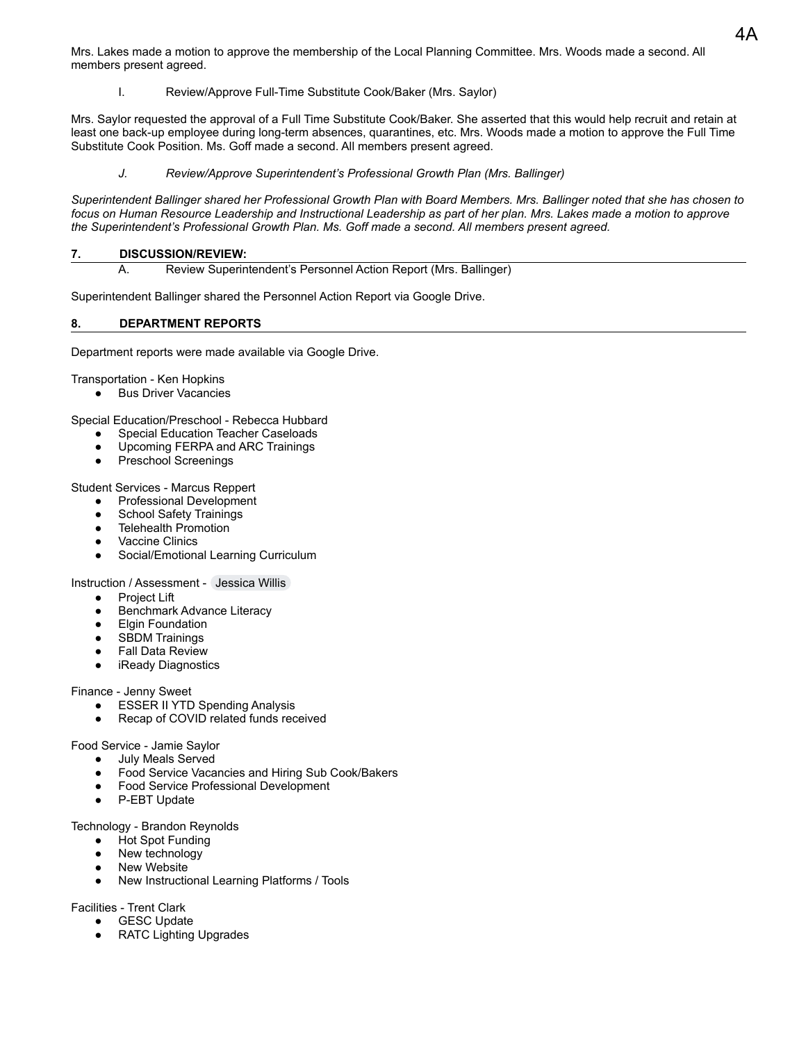Mrs. Lakes made a motion to approve the membership of the Local Planning Committee. Mrs. Woods made a second. All members present agreed.

I. Review/Approve Full-Time Substitute Cook/Baker (Mrs. Saylor)

Mrs. Saylor requested the approval of a Full Time Substitute Cook/Baker. She asserted that this would help recruit and retain at least one back-up employee during long-term absences, quarantines, etc. Mrs. Woods made a motion to approve the Full Time Substitute Cook Position. Ms. Goff made a second. All members present agreed.

*J. Review/Approve Superintendent's Professional Growth Plan (Mrs. Ballinger)*

*Superintendent Ballinger shared her Professional Growth Plan with Board Members. Mrs. Ballinger noted that she has chosen to focus on Human Resource Leadership and Instructional Leadership as part of her plan. Mrs. Lakes made a motion to approve the Superintendent's Professional Growth Plan. Ms. Goff made a second. All members present agreed.*

## 7. DISCUSSION/REVIEW:

A. Review Superintendent's Personnel Action Report (Mrs. Ballinger)

Superintendent Ballinger shared the Personnel Action Report via Google Drive.

## 8. DEPARTMENT REPORTS

Department reports were made available via Google Drive.

Transportation - Ken Hopkins

- Bus Driver Vacancies

Special Education/Preschool - Rebecca Hubbard

- Special Education Teacher Caseloads
- Upcoming FERPA and ARC Trainings
- Preschool Screenings

Student Services - Marcus Reppert

- Professional Development
- School Safety Trainings
- Telehealth Promotion
- Vaccine Clinics
- Social/Emotional Learning Curriculum

Instruction / Assessment - Jessica Willis

- Project Lift
- Benchmark Advance Literacy
- Elgin Foundation
- SBDM Trainings
- Fall Data Review
- iReady Diagnostics

Finance - Jenny Sweet

- ESSER II YTD Spending Analysis
- Recap of COVID related funds received

Food Service - Jamie Saylor

- July Meals Served
- Food Service Vacancies and Hiring Sub Cook/Bakers
- Food Service Professional Development
- P-EBT Update

Technology - Brandon Reynolds

- Hot Spot Funding
- New technology
- New Website
- New Instructional Learning Platforms / Tools

Facilities - Trent Clark

- GESC Update
- RATC Lighting Upgrades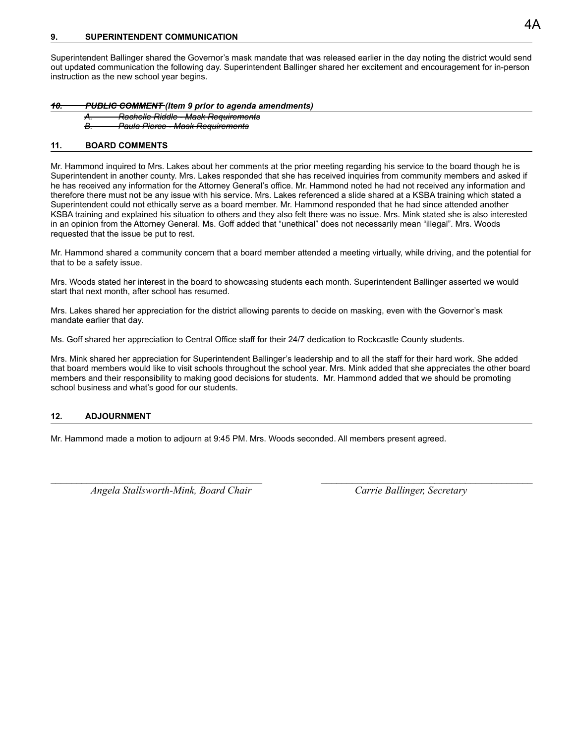## 9. SUPERINTENDENT COMMUNICATION

Superintendent Ballinger shared the Governor's mask mandate that was released earlier in the day noting the district would send out updated communication the following day. Superintendent Ballinger shared her excitement and encouragement for in-person instruction as the new school year begins.

## ~~10. PUBLIC COMMENT~~ *(Item 9 prior to agenda amendments)*

- ~~A. Rachelle Riddle - Mask Requirements~~
- ~~B. Paula Pierce - Mask Requirements~~

## 11. BOARD COMMENTS

Mr. Hammond inquired to Mrs. Lakes about her comments at the prior meeting regarding his service to the board though he is Superintendent in another county. Mrs. Lakes responded that she has received inquiries from community members and asked if he has received any information for the Attorney General's office. Mr. Hammond noted he had not received any information and therefore there must not be any issue with his service. Mrs. Lakes referenced a slide shared at a KSBA training which stated a Superintendent could not ethically serve as a board member. Mr. Hammond responded that he had since attended another KSBA training and explained his situation to others and they also felt there was no issue. Mrs. Mink stated she is also interested in an opinion from the Attorney General. Ms. Goff added that "unethical" does not necessarily mean "illegal". Mrs. Woods requested that the issue be put to rest.

Mr. Hammond shared a community concern that a board member attended a meeting virtually, while driving, and the potential for that to be a safety issue.

Mrs. Woods stated her interest in the board to showcasing students each month. Superintendent Ballinger asserted we would start that next month, after school has resumed.

Mrs. Lakes shared her appreciation for the district allowing parents to decide on masking, even with the Governor's mask mandate earlier that day.

Ms. Goff shared her appreciation to Central Office staff for their 24/7 dedication to Rockcastle County students.

Mrs. Mink shared her appreciation for Superintendent Ballinger's leadership and to all the staff for their hard work. She added that board members would like to visit schools throughout the school year. Mrs. Mink added that she appreciates the other board members and their responsibility to making good decisions for students. Mr. Hammond added that we should be promoting school business and what's good for our students.

## 12. ADJOURNMENT

Mr. Hammond made a motion to adjourn at 9:45 PM. Mrs. Woods seconded. All members present agreed.

\_\_\_\_\_\_\_\_\_\_\_\_\_\_\_\_\_\_\_\_\_\_\_\_\_\_\_\_\_\_\_\_\_\_\_\_\_\_\_\_
*Angela Stallsworth-Mink, Board Chair*

\_\_\_\_\_\_\_\_\_\_\_\_\_\_\_\_\_\_\_\_\_\_\_\_\_\_\_\_\_\_\_\_\_\_\_\_\_\_\_\_
*Carrie Ballinger, Secretary*